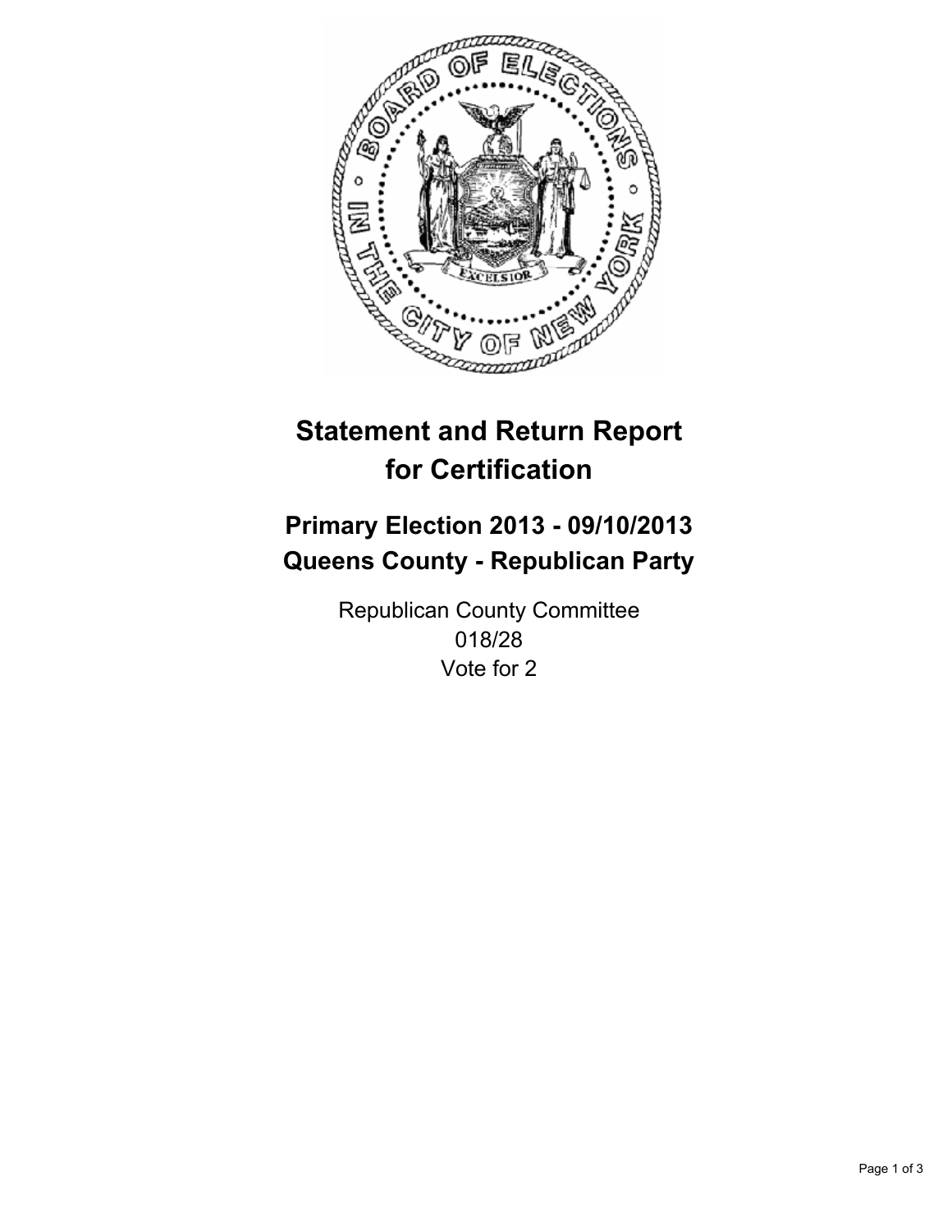# Statement and Return Report for Certification

## Primary Election 2013 - 09/10/2013
## Queens County - Republican Party

Republican County Committee
018/28
Vote for 2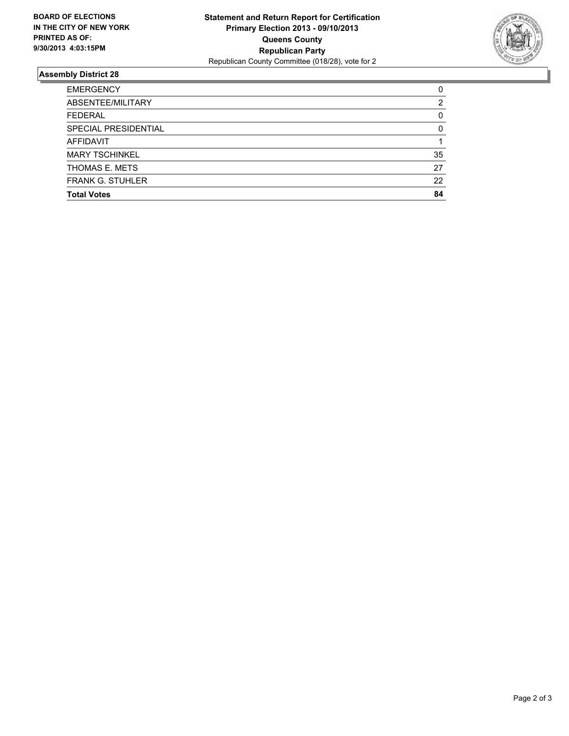**BOARD OF ELECTIONS IN THE CITY OF NEW YORK PRINTED AS OF: 9/30/2013 4:03:15PM**

**Statement and Return Report for Certification**
**Primary Election 2013 - 09/10/2013**
**Queens County**
**Republican Party**
Republican County Committee (018/28), vote for 2

## Assembly District 28

| | |
|---|---|
| EMERGENCY | 0 |
| ABSENTEE/MILITARY | 2 |
| FEDERAL | 0 |
| SPECIAL PRESIDENTIAL | 0 |
| AFFIDAVIT | 1 |
| MARY TSCHINKEL | 35 |
| THOMAS E. METS | 27 |
| FRANK G. STUHLER | 22 |
| **Total Votes** | **84** |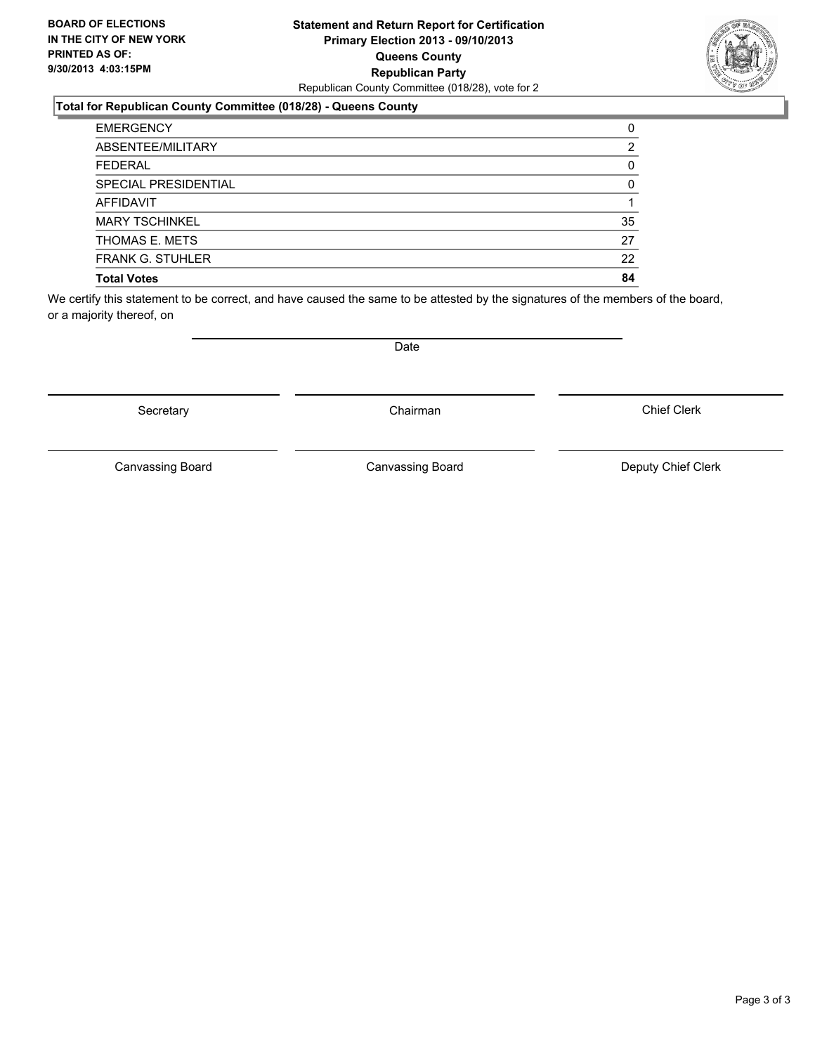**BOARD OF ELECTIONS IN THE CITY OF NEW YORK PRINTED AS OF: 9/30/2013 4:03:15PM**

**Statement and Return Report for Certification**
**Primary Election 2013 - 09/10/2013**
**Queens County**
**Republican Party**
Republican County Committee (018/28), vote for 2

### Total for Republican County Committee (018/28) - Queens County

| | |
|---|---|
| EMERGENCY | 0 |
| ABSENTEE/MILITARY | 2 |
| FEDERAL | 0 |
| SPECIAL PRESIDENTIAL | 0 |
| AFFIDAVIT | 1 |
| MARY TSCHINKEL | 35 |
| THOMAS E. METS | 27 |
| FRANK G. STUHLER | 22 |
| **Total Votes** | **84** |

We certify this statement to be correct, and have caused the same to be attested by the signatures of the members of the board, or a majority thereof, on

Date

Secretary

Chairman

Chief Clerk

Canvassing Board

Canvassing Board

Deputy Chief Clerk